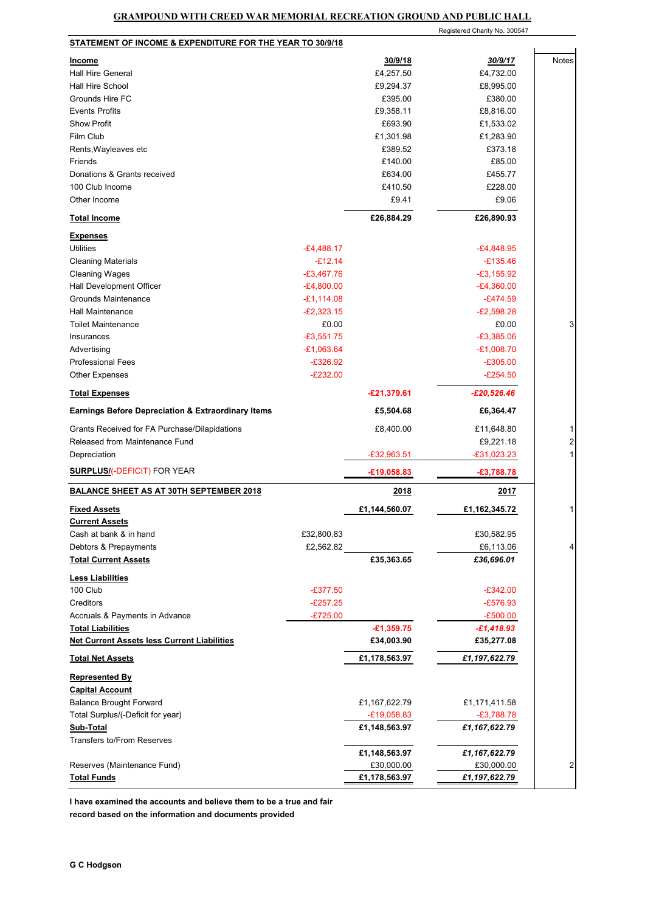# GRAMPOUND WITH CREED WAR MEMORIAL RECREATION GROUND AND PUBLIC HALL

Registered Charity No. 300547

## STATEMENT OF INCOME & EXPENDITURE FOR THE YEAR TO 30/9/18

| | | 30/9/18 | 30/9/17 | Notes |
|---|---|---|---|---|
| **Income** | | | | |
| Hall Hire General | | £4,257.50 | £4,732.00 | |
| Hall Hire School | | £9,294.37 | £8,995.00 | |
| Grounds Hire FC | | £395.00 | £380.00 | |
| Events Profits | | £9,358.11 | £8,816.00 | |
| Show Profit | | £693.90 | £1,533.02 | |
| Film Club | | £1,301.98 | £1,283.90 | |
| Rents,Wayleaves etc | | £389.52 | £373.18 | |
| Friends | | £140.00 | £85.00 | |
| Donations & Grants received | | £634.00 | £455.77 | |
| 100 Club Income | | £410.50 | £228.00 | |
| Other Income | | £9.41 | £9.06 | |
| **Total Income** | | **£26,884.29** | **£26,890.93** | |
| **Expenses** | | | | |
| Utilities | -£4,488.17 | | -£4,848.95 | |
| Cleaning Materials | -£12.14 | | -£135.46 | |
| Cleaning Wages | -£3,467.76 | | -£3,155.92 | |
| Hall Development Officer | -£4,800.00 | | -£4,360.00 | |
| Grounds Maintenance | -£1,114.08 | | -£474.59 | |
| Hall Maintenance | -£2,323.15 | | -£2,598.28 | |
| Toilet Maintenance | £0.00 | | £0.00 | 3 |
| Insurances | -£3,551.75 | | -£3,385.06 | |
| Advertising | -£1,063.64 | | -£1,008.70 | |
| Professional Fees | -£326.92 | | -£305.00 | |
| Other Expenses | -£232.00 | | -£254.50 | |
| **Total Expenses** | | **-£21,379.61** | ***-£20,526.46*** | |
| **Earnings Before Depreciation & Extraordinary Items** | | **£5,504.68** | **£6,364.47** | |
| Grants Received for FA Purchase/Dilapidations | | £8,400.00 | £11,648.80 | 1 |
| Released from Maintenance Fund | | | £9,221.18 | 2 |
| Depreciation | | -£32,963.51 | -£31,023.23 | 1 |
| **SURPLUS/(-DEFICIT) FOR YEAR** | | **-£19,058.83** | **-£3,788.78** | |

## BALANCE SHEET AS AT 30TH SEPTEMBER 2018

| | | 2018 | 2017 | Notes |
|---|---|---|---|---|
| **Fixed Assets** | | **£1,144,560.07** | **£1,162,345.72** | 1 |
| **Current Assets** | | | | |
| Cash at bank & in hand | £32,800.83 | | £30,582.95 | |
| Debtors & Prepayments | £2,562.82 | | £6,113.06 | 4 |
| **Total Current Assets** | | **£35,363.65** | ***£36,696.01*** | |
| **Less Liabilities** | | | | |
| 100 Club | -£377.50 | | -£342.00 | |
| Creditors | -£257.25 | | -£576.93 | |
| Accruals & Payments in Advance | -£725.00 | | -£500.00 | |
| **Total Liabilities** | | **-£1,359.75** | ***-£1,418.93*** | |
| **Net Current Assets less Current Liabilities** | | **£34,003.90** | **£35,277.08** | |
| **Total Net Assets** | | **£1,178,563.97** | ***£1,197,622.79*** | |
| **Represented By** | | | | |
| **Capital Account** | | | | |
| Balance Brought Forward | | £1,167,622.79 | £1,171,411.58 | |
| Total Surplus/(-Deficit for year) | | -£19,058.83 | -£3,788.78 | |
| **Sub-Total** | | **£1,148,563.97** | ***£1,167,622.79*** | |
| Transfers to/From Reserves | | | | |
| | | **£1,148,563.97** | ***£1,167,622.79*** | |
| Reserves (Maintenance Fund) | | £30,000.00 | £30,000.00 | 2 |
| **Total Funds** | | **£1,178,563.97** | ***£1,197,622.79*** | |

**I have examined the accounts and believe them to be a true and fair record based on the information and documents provided**

**G C Hodgson**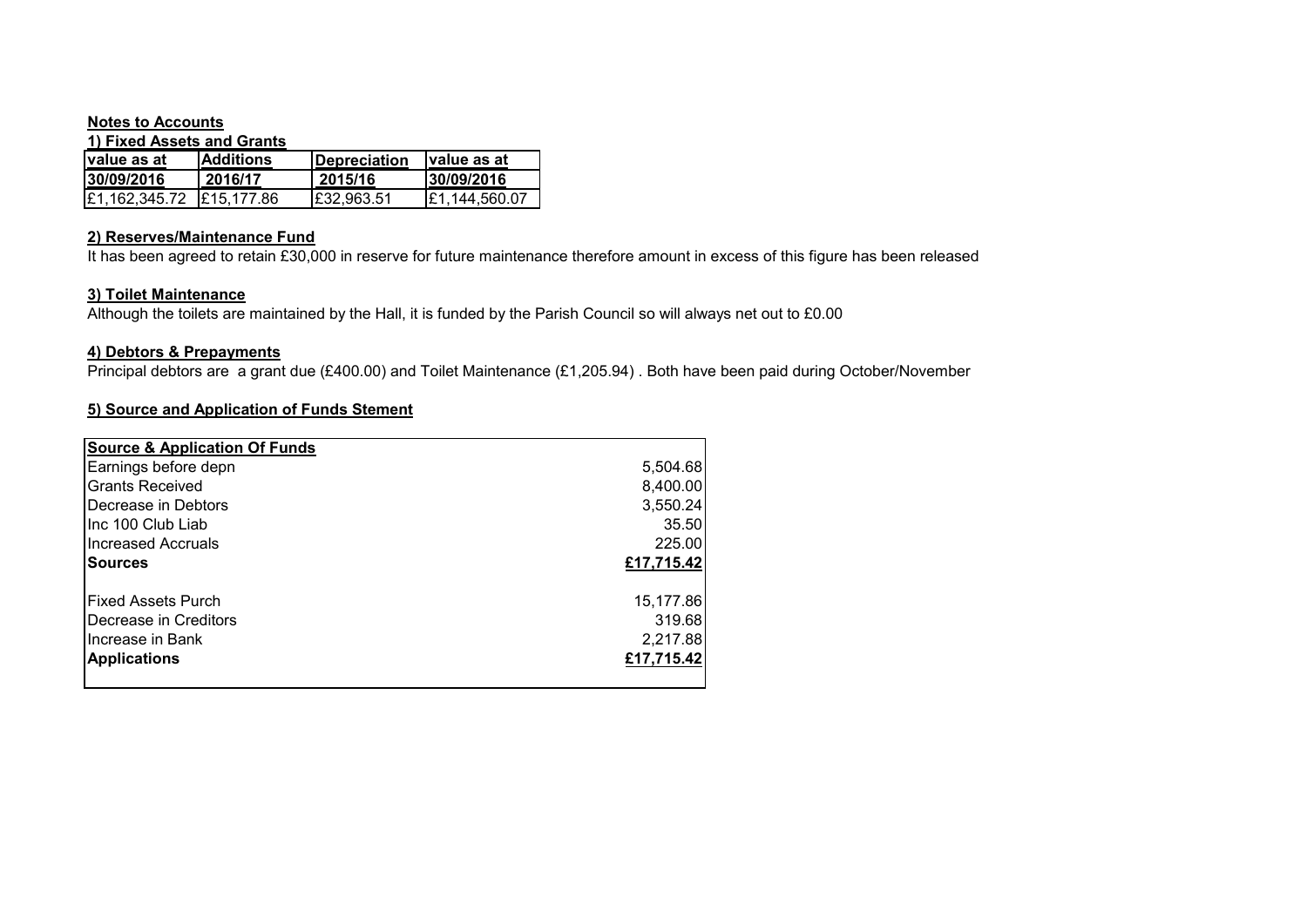**Notes to Accounts**

**1) Fixed Assets and Grants**

| value as at 30/09/2016 | Additions 2016/17 | Depreciation 2015/16 | value as at 30/09/2016 |
|---|---|---|---|
| £1,162,345.72 | £15,177.86 | £32,963.51 | £1,144,560.07 |

**2) Reserves/Maintenance Fund**

It has been agreed to retain £30,000 in reserve for future maintenance therefore amount in excess of this figure has been released

**3) Toilet Maintenance**

Although the toilets are maintained by the Hall, it is funded by the Parish Council so will always net out to £0.00

**4) Debtors & Prepayments**

Principal debtors are a grant due (£400.00) and Toilet Maintenance (£1,205.94) . Both have been paid during October/November

**5) Source and Application of Funds Stement**

| **Source & Application Of Funds** | |
|---|---|
| Earnings before depn | 5,504.68 |
| Grants Received | 8,400.00 |
| Decrease in Debtors | 3,550.24 |
| Inc 100 Club Liab | 35.50 |
| Increased Accruals | 225.00 |
| **Sources** | **£17,715.42** |
| | |
| Fixed Assets Purch | 15,177.86 |
| Decrease in Creditors | 319.68 |
| Increase in Bank | 2,217.88 |
| **Applications** | **£17,715.42** |